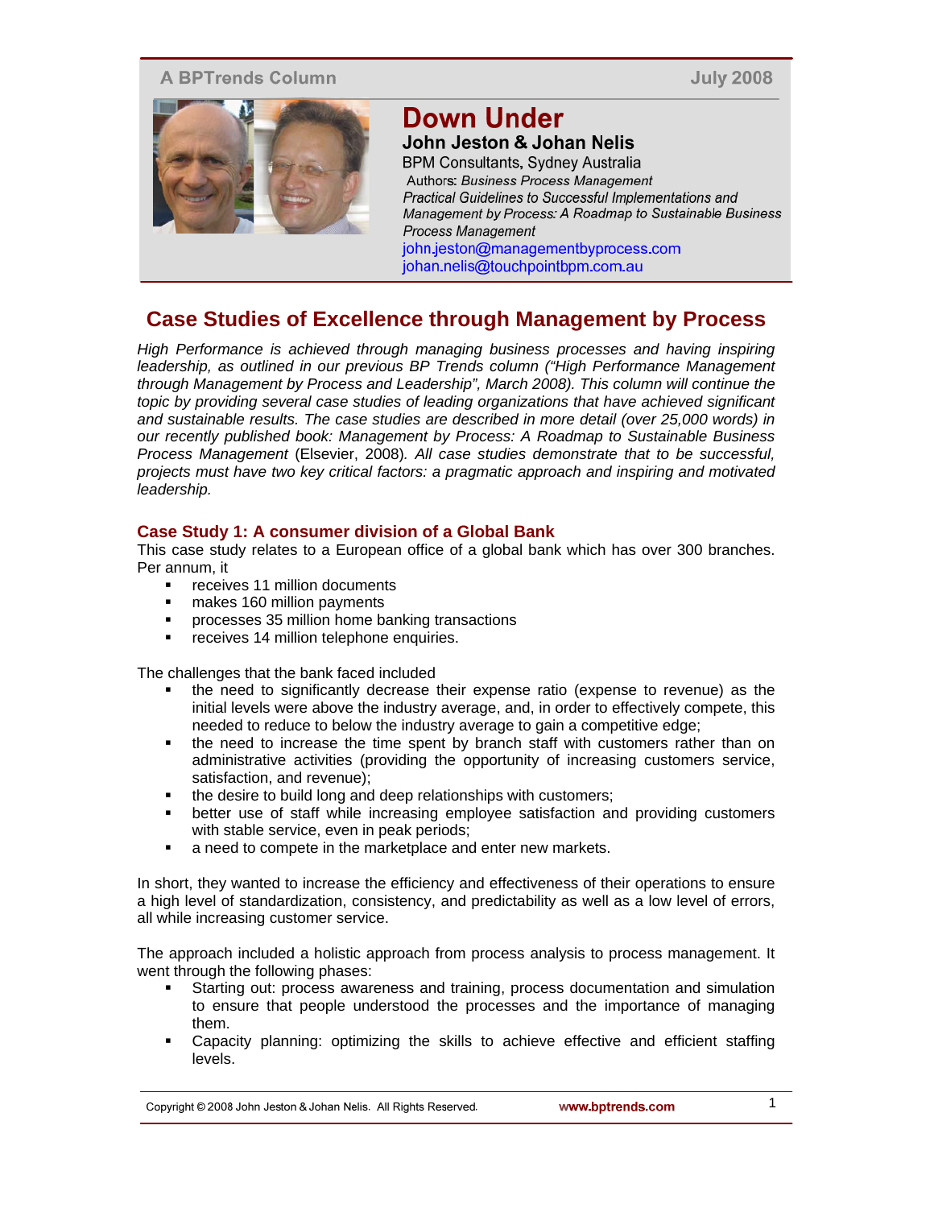A BPTrends Column — July 2008

# Down Under

**John Jeston & Johan Nelis**

BPM Consultants, Sydney Australia

Authors: *Business Process Management Practical Guidelines to Successful Implementations and Management by Process: A Roadmap to Sustainable Business Process Management*

john.jeston@managementbyprocess.com

johan.nelis@touchpointbpm.com.au

## Case Studies of Excellence through Management by Process

*High Performance is achieved through managing business processes and having inspiring leadership, as outlined in our previous BP Trends column ("High Performance Management through Management by Process and Leadership", March 2008). This column will continue the topic by providing several case studies of leading organizations that have achieved significant and sustainable results. The case studies are described in more detail (over 25,000 words) in our recently published book: Management by Process: A Roadmap to Sustainable Business Process Management* (Elsevier, 2008)*. All case studies demonstrate that to be successful, projects must have two key critical factors: a pragmatic approach and inspiring and motivated leadership.*

### Case Study 1: A consumer division of a Global Bank

This case study relates to a European office of a global bank which has over 300 branches. Per annum, it

- receives 11 million documents
- makes 160 million payments
- processes 35 million home banking transactions
- receives 14 million telephone enquiries.

The challenges that the bank faced included

- the need to significantly decrease their expense ratio (expense to revenue) as the initial levels were above the industry average, and, in order to effectively compete, this needed to reduce to below the industry average to gain a competitive edge;
- the need to increase the time spent by branch staff with customers rather than on administrative activities (providing the opportunity of increasing customers service, satisfaction, and revenue);
- the desire to build long and deep relationships with customers;
- better use of staff while increasing employee satisfaction and providing customers with stable service, even in peak periods;
- a need to compete in the marketplace and enter new markets.

In short, they wanted to increase the efficiency and effectiveness of their operations to ensure a high level of standardization, consistency, and predictability as well as a low level of errors, all while increasing customer service.

The approach included a holistic approach from process analysis to process management. It went through the following phases:

- Starting out: process awareness and training, process documentation and simulation to ensure that people understood the processes and the importance of managing them.
- Capacity planning: optimizing the skills to achieve effective and efficient staffing levels.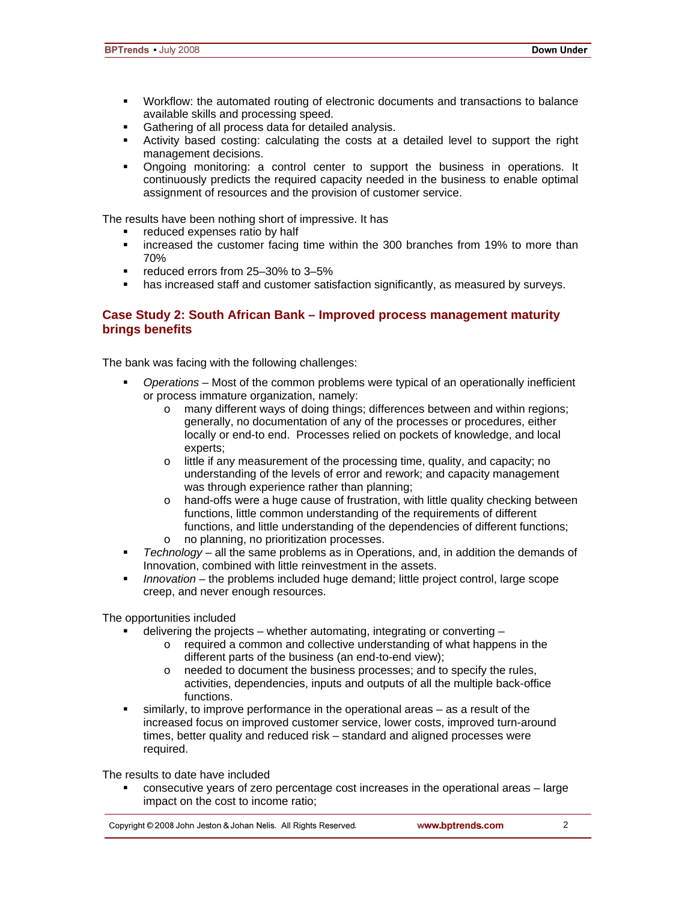- Workflow: the automated routing of electronic documents and transactions to balance available skills and processing speed.
- Gathering of all process data for detailed analysis.
- Activity based costing: calculating the costs at a detailed level to support the right management decisions.
- Ongoing monitoring: a control center to support the business in operations. It continuously predicts the required capacity needed in the business to enable optimal assignment of resources and the provision of customer service.

The results have been nothing short of impressive. It has

- reduced expenses ratio by half
- increased the customer facing time within the 300 branches from 19% to more than 70%
- reduced errors from 25–30% to 3–5%
- has increased staff and customer satisfaction significantly, as measured by surveys.

## Case Study 2: South African Bank – Improved process management maturity brings benefits

The bank was facing with the following challenges:

- *Operations* – Most of the common problems were typical of an operationally inefficient or process immature organization, namely:
  - many different ways of doing things; differences between and within regions; generally, no documentation of any of the processes or procedures, either locally or end-to end. Processes relied on pockets of knowledge, and local experts;
  - little if any measurement of the processing time, quality, and capacity; no understanding of the levels of error and rework; and capacity management was through experience rather than planning;
  - hand-offs were a huge cause of frustration, with little quality checking between functions, little common understanding of the requirements of different functions, and little understanding of the dependencies of different functions;
  - no planning, no prioritization processes.
- *Technology* – all the same problems as in Operations, and, in addition the demands of Innovation, combined with little reinvestment in the assets.
- *Innovation* – the problems included huge demand; little project control, large scope creep, and never enough resources.

The opportunities included

- delivering the projects – whether automating, integrating or converting –
  - required a common and collective understanding of what happens in the different parts of the business (an end-to-end view);
  - needed to document the business processes; and to specify the rules, activities, dependencies, inputs and outputs of all the multiple back-office functions.
- similarly, to improve performance in the operational areas – as a result of the increased focus on improved customer service, lower costs, improved turn-around times, better quality and reduced risk – standard and aligned processes were required.

The results to date have included

- consecutive years of zero percentage cost increases in the operational areas – large impact on the cost to income ratio;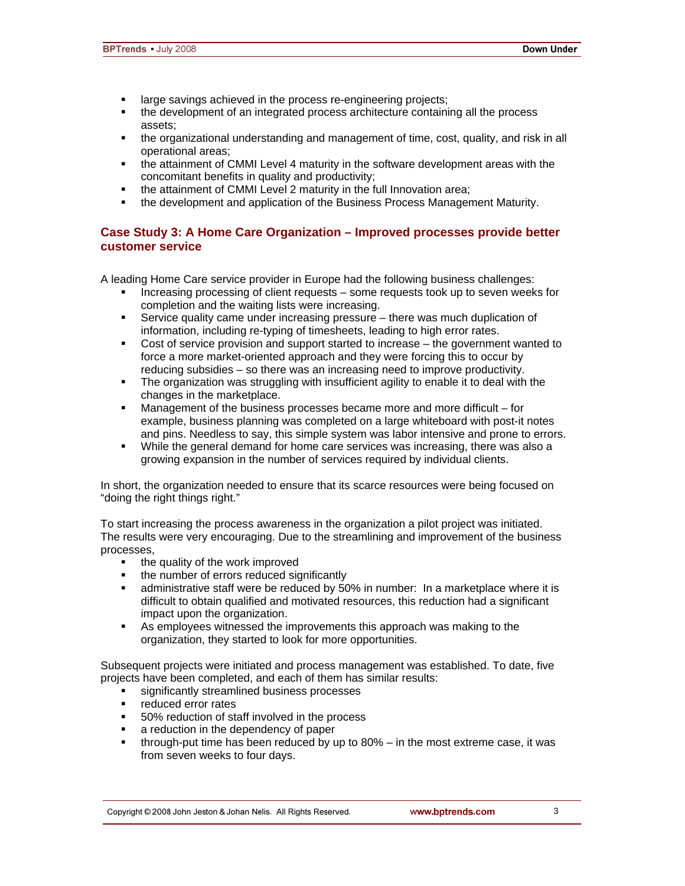- large savings achieved in the process re-engineering projects;
- the development of an integrated process architecture containing all the process assets;
- the organizational understanding and management of time, cost, quality, and risk in all operational areas;
- the attainment of CMMI Level 4 maturity in the software development areas with the concomitant benefits in quality and productivity;
- the attainment of CMMI Level 2 maturity in the full Innovation area;
- the development and application of the Business Process Management Maturity.

## Case Study 3: A Home Care Organization – Improved processes provide better customer service

A leading Home Care service provider in Europe had the following business challenges:

- Increasing processing of client requests – some requests took up to seven weeks for completion and the waiting lists were increasing.
- Service quality came under increasing pressure – there was much duplication of information, including re-typing of timesheets, leading to high error rates.
- Cost of service provision and support started to increase – the government wanted to force a more market-oriented approach and they were forcing this to occur by reducing subsidies – so there was an increasing need to improve productivity.
- The organization was struggling with insufficient agility to enable it to deal with the changes in the marketplace.
- Management of the business processes became more and more difficult – for example, business planning was completed on a large whiteboard with post-it notes and pins. Needless to say, this simple system was labor intensive and prone to errors.
- While the general demand for home care services was increasing, there was also a growing expansion in the number of services required by individual clients.

In short, the organization needed to ensure that its scarce resources were being focused on "doing the right things right."

To start increasing the process awareness in the organization a pilot project was initiated. The results were very encouraging. Due to the streamlining and improvement of the business processes,

- the quality of the work improved
- the number of errors reduced significantly
- administrative staff were be reduced by 50% in number: In a marketplace where it is difficult to obtain qualified and motivated resources, this reduction had a significant impact upon the organization.
- As employees witnessed the improvements this approach was making to the organization, they started to look for more opportunities.

Subsequent projects were initiated and process management was established. To date, five projects have been completed, and each of them has similar results:

- significantly streamlined business processes
- reduced error rates
- 50% reduction of staff involved in the process
- a reduction in the dependency of paper
- through-put time has been reduced by up to 80% – in the most extreme case, it was from seven weeks to four days.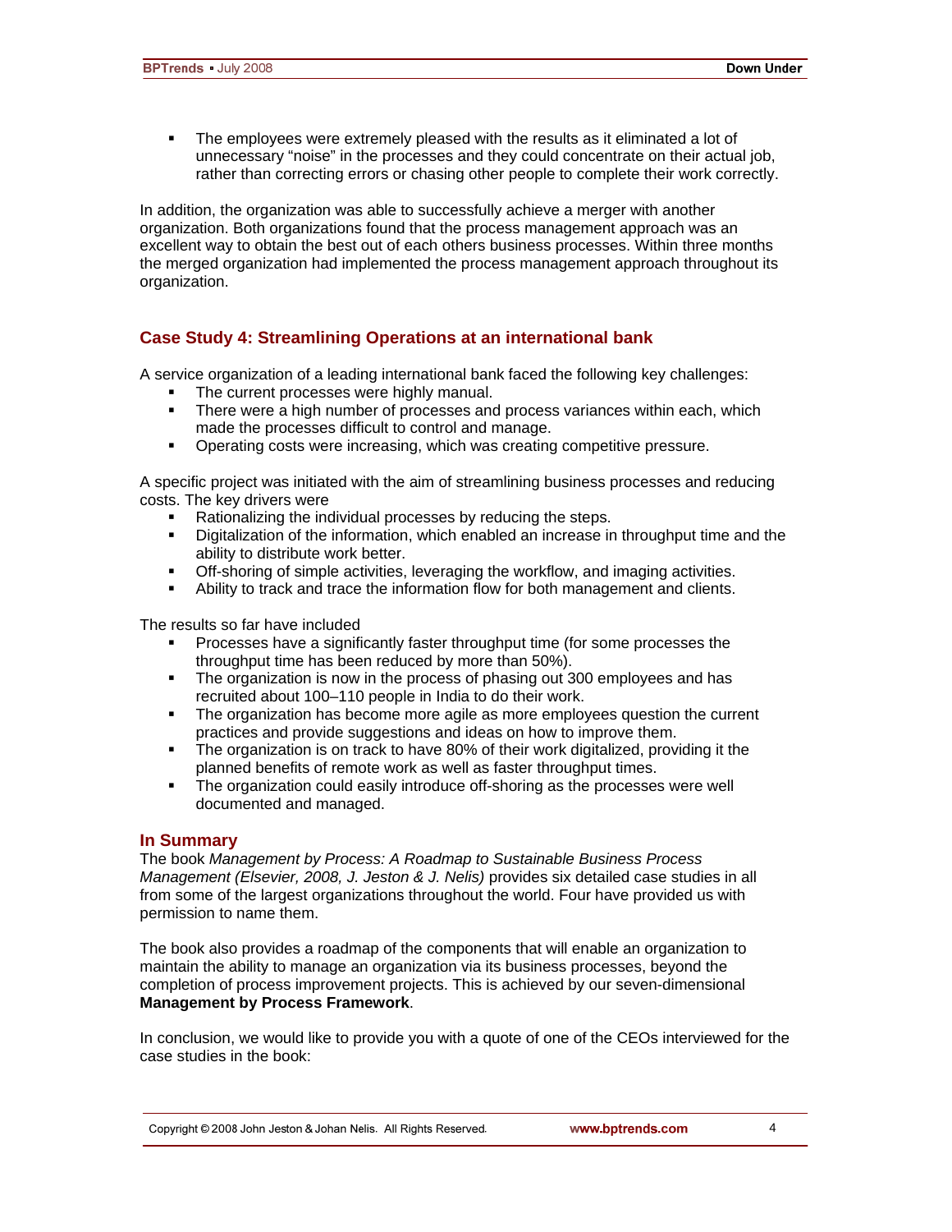- The employees were extremely pleased with the results as it eliminated a lot of unnecessary "noise" in the processes and they could concentrate on their actual job, rather than correcting errors or chasing other people to complete their work correctly.

In addition, the organization was able to successfully achieve a merger with another organization. Both organizations found that the process management approach was an excellent way to obtain the best out of each others business processes. Within three months the merged organization had implemented the process management approach throughout its organization.

## Case Study 4: Streamlining Operations at an international bank

A service organization of a leading international bank faced the following key challenges:

- The current processes were highly manual.
- There were a high number of processes and process variances within each, which made the processes difficult to control and manage.
- Operating costs were increasing, which was creating competitive pressure.

A specific project was initiated with the aim of streamlining business processes and reducing costs. The key drivers were

- Rationalizing the individual processes by reducing the steps.
- Digitalization of the information, which enabled an increase in throughput time and the ability to distribute work better.
- Off-shoring of simple activities, leveraging the workflow, and imaging activities.
- Ability to track and trace the information flow for both management and clients.

The results so far have included

- Processes have a significantly faster throughput time (for some processes the throughput time has been reduced by more than 50%).
- The organization is now in the process of phasing out 300 employees and has recruited about 100–110 people in India to do their work.
- The organization has become more agile as more employees question the current practices and provide suggestions and ideas on how to improve them.
- The organization is on track to have 80% of their work digitalized, providing it the planned benefits of remote work as well as faster throughput times.
- The organization could easily introduce off-shoring as the processes were well documented and managed.

## In Summary

The book *Management by Process: A Roadmap to Sustainable Business Process Management (Elsevier, 2008, J. Jeston & J. Nelis)* provides six detailed case studies in all from some of the largest organizations throughout the world. Four have provided us with permission to name them.

The book also provides a roadmap of the components that will enable an organization to maintain the ability to manage an organization via its business processes, beyond the completion of process improvement projects. This is achieved by our seven-dimensional **Management by Process Framework**.

In conclusion, we would like to provide you with a quote of one of the CEOs interviewed for the case studies in the book: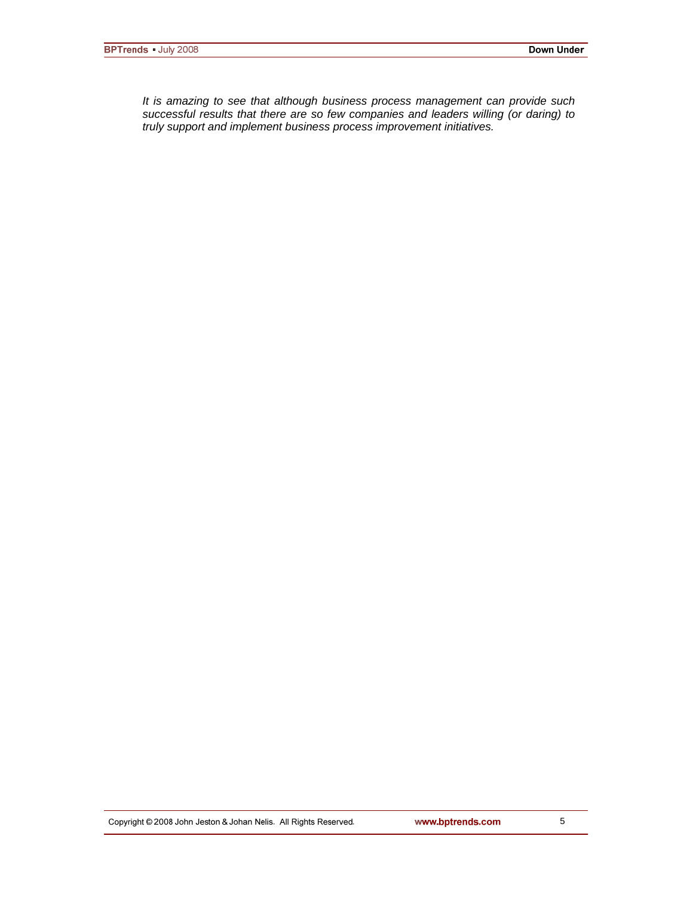*It is amazing to see that although business process management can provide such successful results that there are so few companies and leaders willing (or daring) to truly support and implement business process improvement initiatives.*